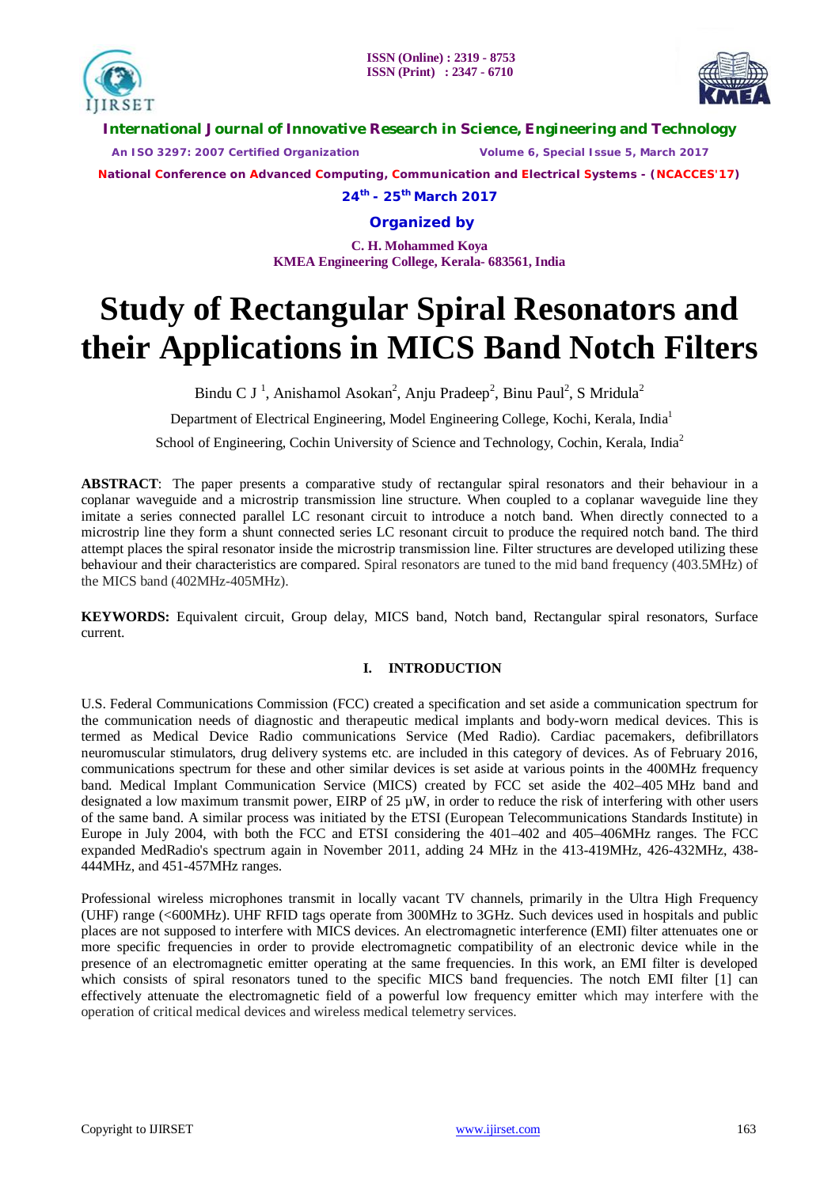# Study of Rectangular Spiral Resonators and their Applications in MICS Band Notch Filters

Bindu C J [1], Anishamol Asokan[2], Anju Pradeep[2], Binu Paul[2], S Mridula[2]

Department of Electrical Engineering, Model Engineering College, Kochi, Kerala, India[1]

School of Engineering, Cochin University of Science and Technology, Cochin, Kerala, India[2]

**ABSTRACT**: The paper presents a comparative study of rectangular spiral resonators and their behaviour in a coplanar waveguide and a microstrip transmission line structure. When coupled to a coplanar waveguide line they imitate a series connected parallel LC resonant circuit to introduce a notch band. When directly connected to a microstrip line they form a shunt connected series LC resonant circuit to produce the required notch band. The third attempt places the spiral resonator inside the microstrip transmission line. Filter structures are developed utilizing these behaviour and their characteristics are compared. Spiral resonators are tuned to the mid band frequency (403.5MHz) of the MICS band (402MHz-405MHz).

**KEYWORDS:** Equivalent circuit, Group delay, MICS band, Notch band, Rectangular spiral resonators, Surface current.

## I. INTRODUCTION

U.S. Federal Communications Commission (FCC) created a specification and set aside a communication spectrum for the communication needs of diagnostic and therapeutic medical implants and body-worn medical devices. This is termed as Medical Device Radio communications Service (Med Radio). Cardiac pacemakers, defibrillators neuromuscular stimulators, drug delivery systems etc. are included in this category of devices. As of February 2016, communications spectrum for these and other similar devices is set aside at various points in the 400MHz frequency band. Medical Implant Communication Service (MICS) created by FCC set aside the 402–405 MHz band and designated a low maximum transmit power, EIRP of 25 µW, in order to reduce the risk of interfering with other users of the same band. A similar process was initiated by the ETSI (European Telecommunications Standards Institute) in Europe in July 2004, with both the FCC and ETSI considering the 401–402 and 405–406MHz ranges. The FCC expanded MedRadio's spectrum again in November 2011, adding 24 MHz in the 413-419MHz, 426-432MHz, 438-444MHz, and 451-457MHz ranges.

Professional wireless microphones transmit in locally vacant TV channels, primarily in the Ultra High Frequency (UHF) range (<600MHz). UHF RFID tags operate from 300MHz to 3GHz. Such devices used in hospitals and public places are not supposed to interfere with MICS devices. An electromagnetic interference (EMI) filter attenuates one or more specific frequencies in order to provide electromagnetic compatibility of an electronic device while in the presence of an electromagnetic emitter operating at the same frequencies. In this work, an EMI filter is developed which consists of spiral resonators tuned to the specific MICS band frequencies. The notch EMI filter [1] can effectively attenuate the electromagnetic field of a powerful low frequency emitter which may interfere with the operation of critical medical devices and wireless medical telemetry services.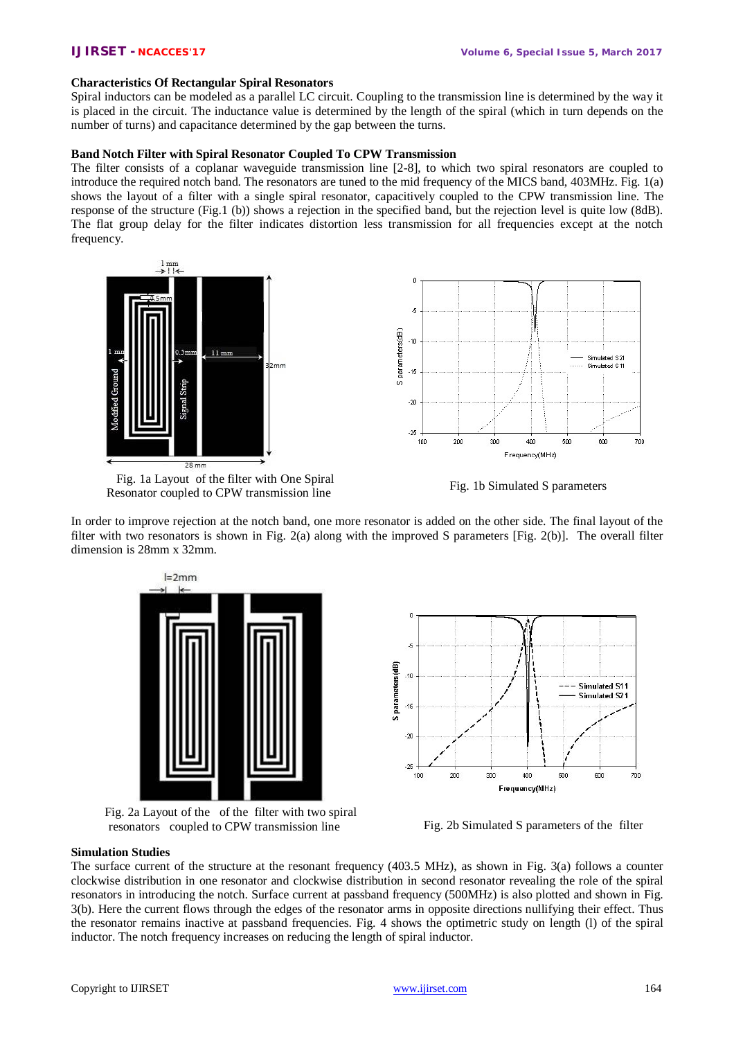### Characteristics Of Rectangular Spiral Resonators

Spiral inductors can be modeled as a parallel LC circuit. Coupling to the transmission line is determined by the way it is placed in the circuit. The inductance value is determined by the length of the spiral (which in turn depends on the number of turns) and capacitance determined by the gap between the turns.

### Band Notch Filter with Spiral Resonator Coupled To CPW Transmission

The filter consists of a coplanar waveguide transmission line [2-8], to which two spiral resonators are coupled to introduce the required notch band. The resonators are tuned to the mid frequency of the MICS band, 403MHz. Fig. 1(a) shows the layout of a filter with a single spiral resonator, capacitively coupled to the CPW transmission line. The response of the structure (Fig.1 (b)) shows a rejection in the specified band, but the rejection level is quite low (8dB). The flat group delay for the filter indicates distortion less transmission for all frequencies except at the notch frequency.

Fig. 1a Layout of the filter with One Spiral Resonator coupled to CPW transmission line

Fig. 1b Simulated S parameters

In order to improve rejection at the notch band, one more resonator is added on the other side. The final layout of the filter with two resonators is shown in Fig. 2(a) along with the improved S parameters [Fig. 2(b)]. The overall filter dimension is 28mm x 32mm.

Fig. 2a Layout of the of the filter with two spiral resonators coupled to CPW transmission line

Fig. 2b Simulated S parameters of the filter

### Simulation Studies

The surface current of the structure at the resonant frequency (403.5 MHz), as shown in Fig. 3(a) follows a counter clockwise distribution in one resonator and clockwise distribution in second resonator revealing the role of the spiral resonators in introducing the notch. Surface current at passband frequency (500MHz) is also plotted and shown in Fig. 3(b). Here the current flows through the edges of the resonator arms in opposite directions nullifying their effect. Thus the resonator remains inactive at passband frequencies. Fig. 4 shows the optimetric study on length (l) of the spiral inductor. The notch frequency increases on reducing the length of spiral inductor.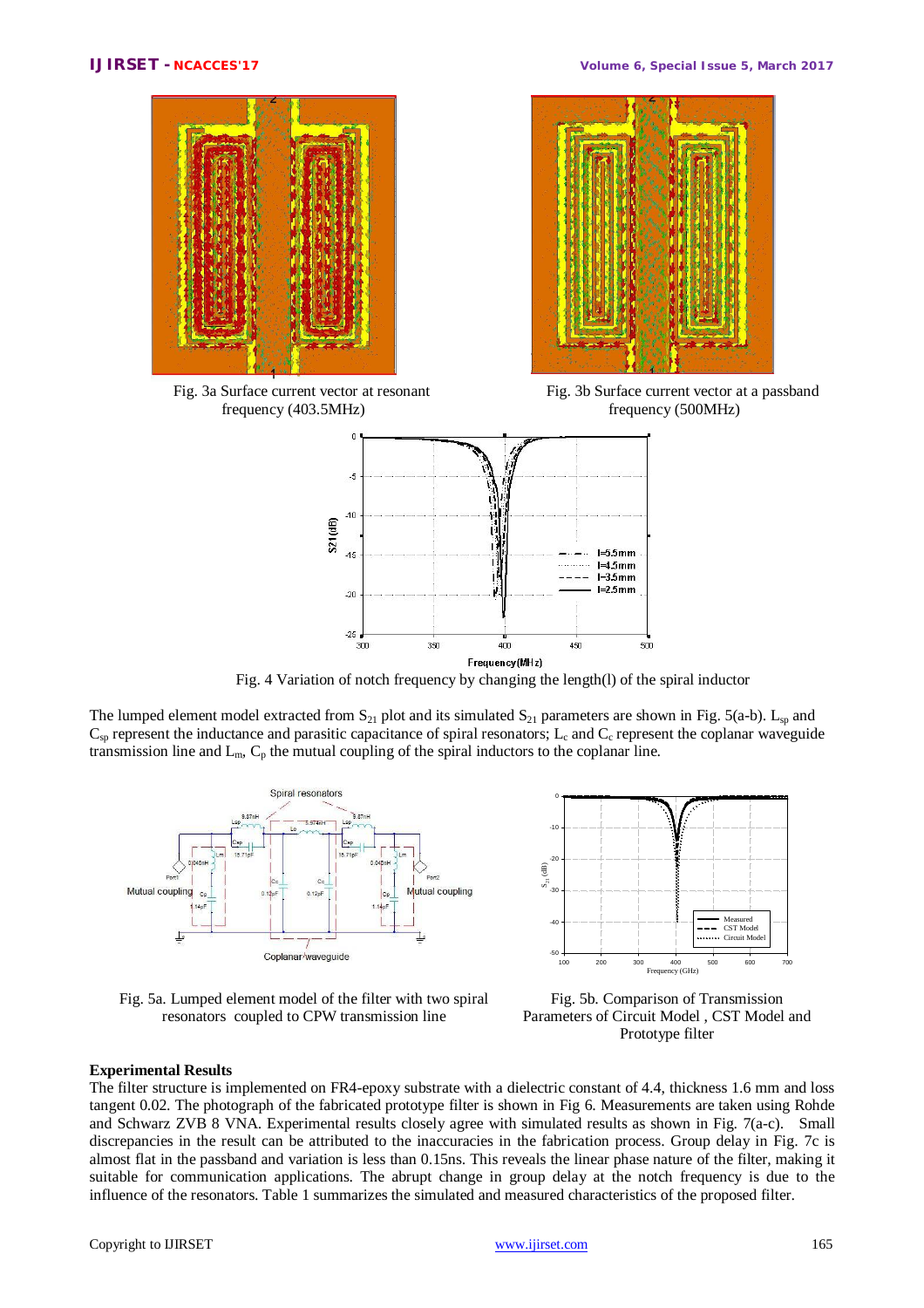Fig. 3a Surface current vector at resonant frequency (403.5MHz)

Fig. 3b Surface current vector at a passband frequency (500MHz)

Fig. 4 Variation of notch frequency by changing the length(l) of the spiral inductor

The lumped element model extracted from $S_{21}$ plot and its simulated $S_{21}$ parameters are shown in Fig. 5(a-b). $L_{sp}$ and $C_{sp}$ represent the inductance and parasitic capacitance of spiral resonators; $L_c$ and $C_c$ represent the coplanar waveguide transmission line and $L_m$, $C_p$ the mutual coupling of the spiral inductors to the coplanar line.

Fig. 5a. Lumped element model of the filter with two spiral resonators coupled to CPW transmission line

Fig. 5b. Comparison of Transmission Parameters of Circuit Model , CST Model and Prototype filter

**Experimental Results**

The filter structure is implemented on FR4-epoxy substrate with a dielectric constant of 4.4, thickness 1.6 mm and loss tangent 0.02. The photograph of the fabricated prototype filter is shown in Fig 6. Measurements are taken using Rohde and Schwarz ZVB 8 VNA. Experimental results closely agree with simulated results as shown in Fig. 7(a-c). Small discrepancies in the result can be attributed to the inaccuracies in the fabrication process. Group delay in Fig. 7c is almost flat in the passband and variation is less than 0.15ns. This reveals the linear phase nature of the filter, making it suitable for communication applications. The abrupt change in group delay at the notch frequency is due to the influence of the resonators. Table 1 summarizes the simulated and measured characteristics of the proposed filter.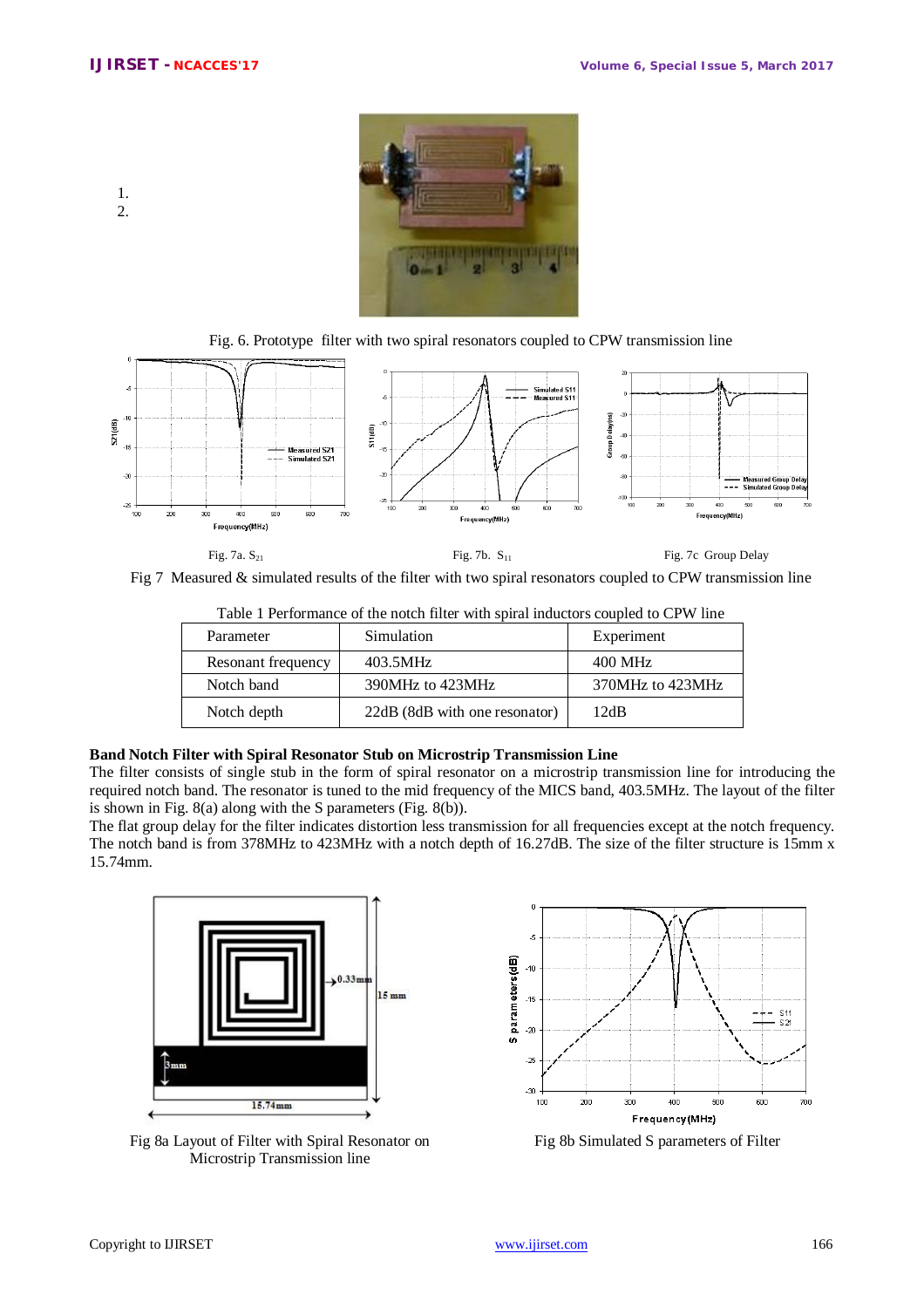1.
2.

Fig. 6. Prototype filter with two spiral resonators coupled to CPW transmission line

Fig. 7a. $S_{21}$

Fig. 7b. $S_{11}$

Fig. 7c Group Delay

Fig 7 Measured & simulated results of the filter with two spiral resonators coupled to CPW transmission line

Table 1 Performance of the notch filter with spiral inductors coupled to CPW line

| Parameter | Simulation | Experiment |
|---|---|---|
| Resonant frequency | 403.5MHz | 400 MHz |
| Notch band | 390MHz to 423MHz | 370MHz to 423MHz |
| Notch depth | 22dB (8dB with one resonator) | 12dB |

**Band Notch Filter with Spiral Resonator Stub on Microstrip Transmission Line**

The filter consists of single stub in the form of spiral resonator on a microstrip transmission line for introducing the required notch band. The resonator is tuned to the mid frequency of the MICS band, 403.5MHz. The layout of the filter is shown in Fig. 8(a) along with the S parameters (Fig. 8(b)).

The flat group delay for the filter indicates distortion less transmission for all frequencies except at the notch frequency. The notch band is from 378MHz to 423MHz with a notch depth of 16.27dB. The size of the filter structure is 15mm x 15.74mm.

Fig 8a Layout of Filter with Spiral Resonator on Microstrip Transmission line

Fig 8b Simulated S parameters of Filter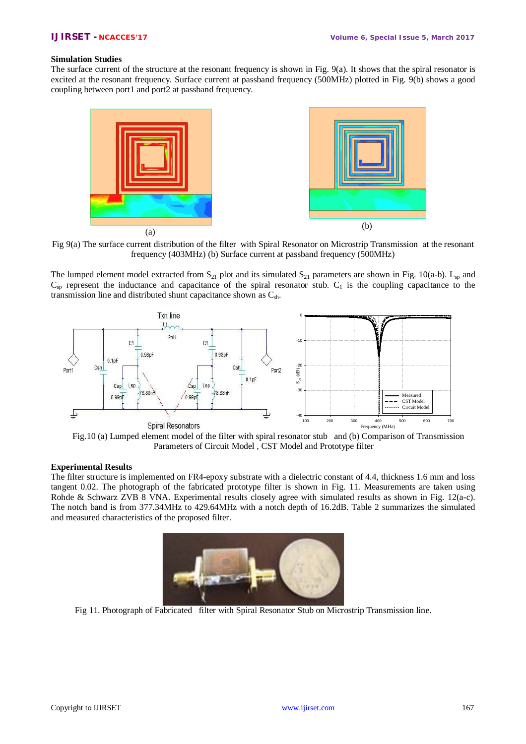## Simulation Studies

The surface current of the structure at the resonant frequency is shown in Fig. 9(a). It shows that the spiral resonator is excited at the resonant frequency. Surface current at passband frequency (500MHz) plotted in Fig. 9(b) shows a good coupling between port1 and port2 at passband frequency.

(a) (b)

Fig 9(a) The surface current distribution of the filter with Spiral Resonator on Microstrip Transmission at the resonant frequency (403MHz) (b) Surface current at passband frequency (500MHz)

The lumped element model extracted from $S_{21}$ plot and its simulated $S_{21}$ parameters are shown in Fig. 10(a-b). $L_{sp}$ and $C_{sp}$ represent the inductance and capacitance of the spiral resonator stub. $C_1$ is the coupling capacitance to the transmission line and distributed shunt capacitance shown as $C_{sh}$.

Fig.10 (a) Lumped element model of the filter with spiral resonator stub and (b) Comparison of Transmission Parameters of Circuit Model , CST Model and Prototype filter

## Experimental Results

The filter structure is implemented on FR4-epoxy substrate with a dielectric constant of 4.4, thickness 1.6 mm and loss tangent 0.02. The photograph of the fabricated prototype filter is shown in Fig. 11. Measurements are taken using Rohde & Schwarz ZVB 8 VNA. Experimental results closely agree with simulated results as shown in Fig. 12(a-c). The notch band is from 377.34MHz to 429.64MHz with a notch depth of 16.2dB. Table 2 summarizes the simulated and measured characteristics of the proposed filter.

Fig 11. Photograph of Fabricated filter with Spiral Resonator Stub on Microstrip Transmission line.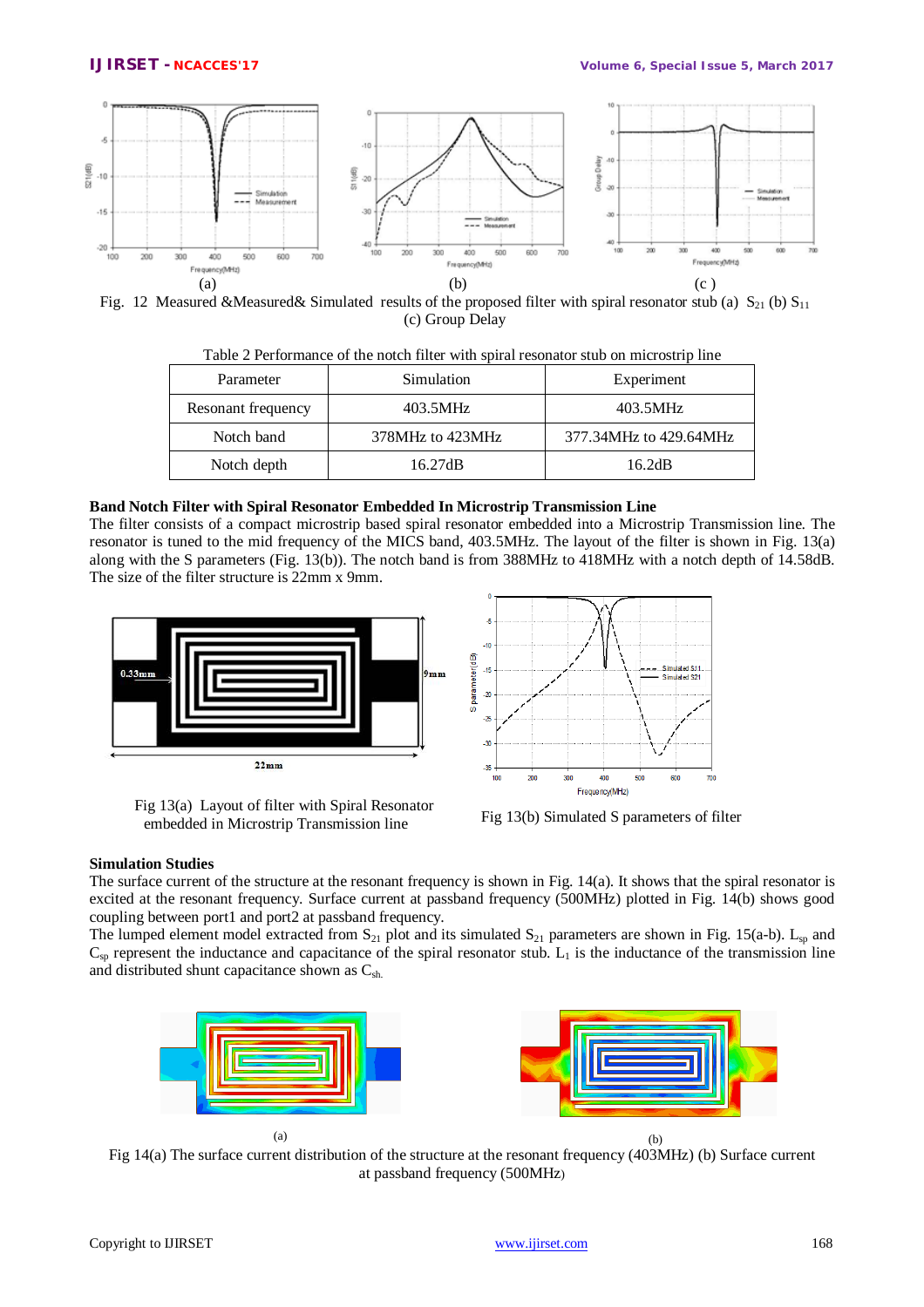(a) (b) (c)

Fig. 12 Measured &Measured& Simulated results of the proposed filter with spiral resonator stub (a) $S_{21}$ (b) $S_{11}$ (c) Group Delay

Table 2 Performance of the notch filter with spiral resonator stub on microstrip line

| Parameter | Simulation | Experiment |
|---|---|---|
| Resonant frequency | 403.5MHz | 403.5MHz |
| Notch band | 378MHz to 423MHz | 377.34MHz to 429.64MHz |
| Notch depth | 16.27dB | 16.2dB |

**Band Notch Filter with Spiral Resonator Embedded In Microstrip Transmission Line**

The filter consists of a compact microstrip based spiral resonator embedded into a Microstrip Transmission line. The resonator is tuned to the mid frequency of the MICS band, 403.5MHz. The layout of the filter is shown in Fig. 13(a) along with the S parameters (Fig. 13(b)). The notch band is from 388MHz to 418MHz with a notch depth of 14.58dB. The size of the filter structure is 22mm x 9mm.

Fig 13(a) Layout of filter with Spiral Resonator embedded in Microstrip Transmission line

Fig 13(b) Simulated S parameters of filter

**Simulation Studies**

The surface current of the structure at the resonant frequency is shown in Fig. 14(a). It shows that the spiral resonator is excited at the resonant frequency. Surface current at passband frequency (500MHz) plotted in Fig. 14(b) shows good coupling between port1 and port2 at passband frequency.

The lumped element model extracted from $S_{21}$ plot and its simulated $S_{21}$ parameters are shown in Fig. 15(a-b). $L_{sp}$ and $C_{sp}$ represent the inductance and capacitance of the spiral resonator stub. $L_1$ is the inductance of the transmission line and distributed shunt capacitance shown as $C_{sh}$.

(a) (b)

Fig 14(a) The surface current distribution of the structure at the resonant frequency (403MHz) (b) Surface current at passband frequency (500MHz)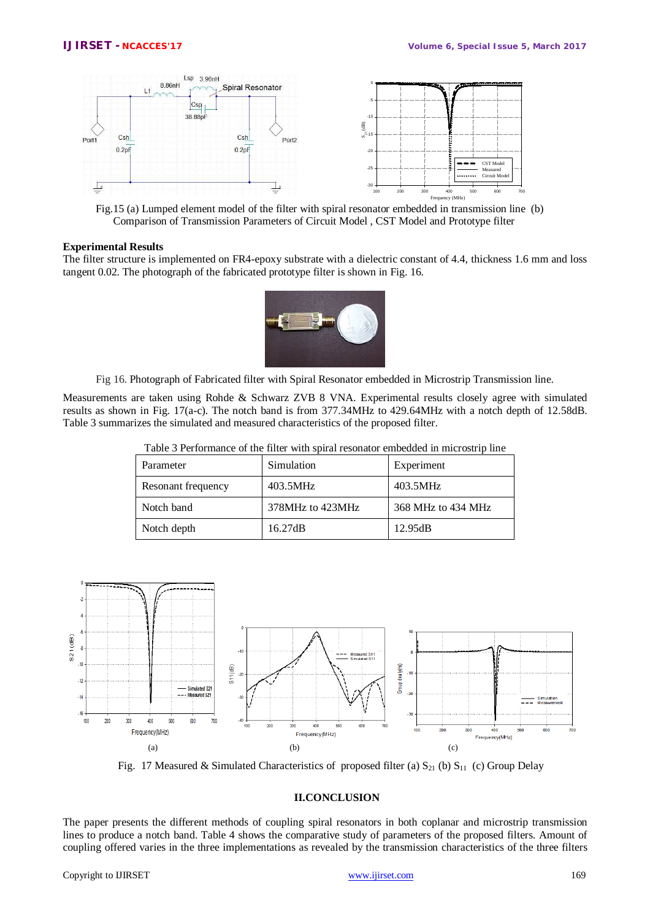Fig.15 (a) Lumped element model of the filter with spiral resonator embedded in transmission line (b) Comparison of Transmission Parameters of Circuit Model , CST Model and Prototype filter

**Experimental Results**

The filter structure is implemented on FR4-epoxy substrate with a dielectric constant of 4.4, thickness 1.6 mm and loss tangent 0.02. The photograph of the fabricated prototype filter is shown in Fig. 16.

Fig 16. Photograph of Fabricated filter with Spiral Resonator embedded in Microstrip Transmission line.

Measurements are taken using Rohde & Schwarz ZVB 8 VNA. Experimental results closely agree with simulated results as shown in Fig. 17(a-c). The notch band is from 377.34MHz to 429.64MHz with a notch depth of 12.58dB. Table 3 summarizes the simulated and measured characteristics of the proposed filter.

Table 3 Performance of the filter with spiral resonator embedded in microstrip line

| Parameter | Simulation | Experiment |
| --- | --- | --- |
| Resonant frequency | 403.5MHz | 403.5MHz |
| Notch band | 378MHz to 423MHz | 368 MHz to 434 MHz |
| Notch depth | 16.27dB | 12.95dB |

Fig. 17 Measured & Simulated Characteristics of proposed filter (a) $S_{21}$ (b) $S_{11}$ (c) Group Delay

## II.CONCLUSION

The paper presents the different methods of coupling spiral resonators in both coplanar and microstrip transmission lines to produce a notch band. Table 4 shows the comparative study of parameters of the proposed filters. Amount of coupling offered varies in the three implementations as revealed by the transmission characteristics of the three filters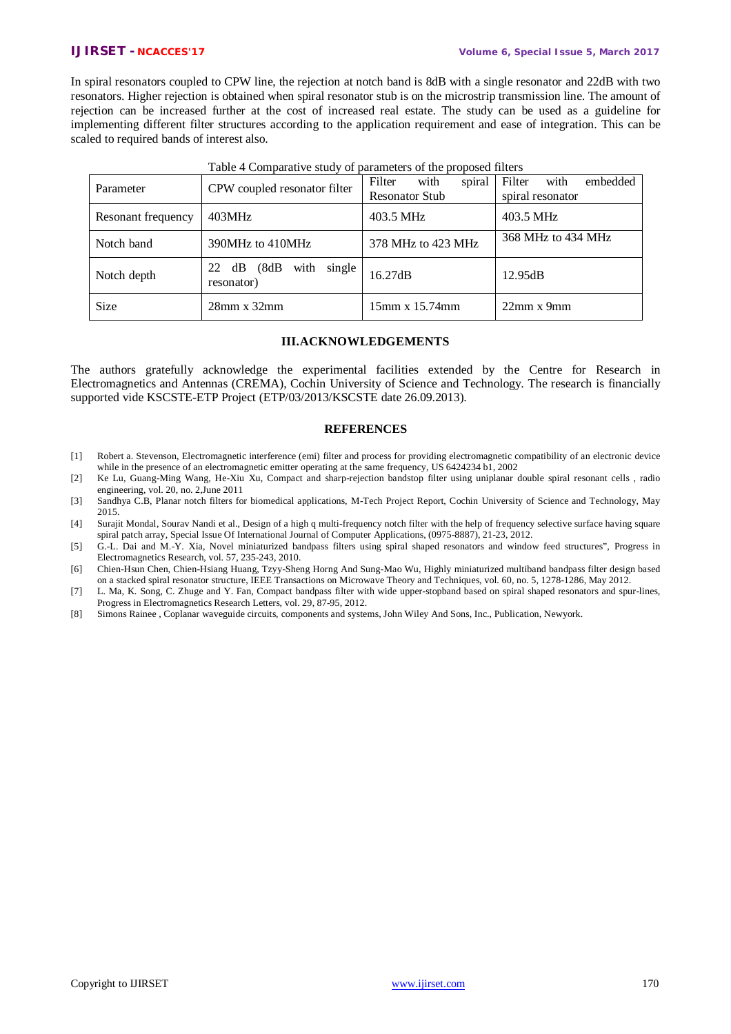In spiral resonators coupled to CPW line, the rejection at notch band is 8dB with a single resonator and 22dB with two resonators. Higher rejection is obtained when spiral resonator stub is on the microstrip transmission line. The amount of rejection can be increased further at the cost of increased real estate. The study can be used as a guideline for implementing different filter structures according to the application requirement and ease of integration. This can be scaled to required bands of interest also.

Table 4 Comparative study of parameters of the proposed filters

| Parameter | CPW coupled resonator filter | Filter with spiral Resonator Stub | Filter with embedded spiral resonator |
|---|---|---|---|
| Resonant frequency | 403MHz | 403.5 MHz | 403.5 MHz |
| Notch band | 390MHz to 410MHz | 378 MHz to 423 MHz | 368 MHz to 434 MHz |
| Notch depth | 22 dB (8dB with single resonator) | 16.27dB | 12.95dB |
| Size | 28mm x 32mm | 15mm x 15.74mm | 22mm x 9mm |

## III.ACKNOWLEDGEMENTS

The authors gratefully acknowledge the experimental facilities extended by the Centre for Research in Electromagnetics and Antennas (CREMA), Cochin University of Science and Technology. The research is financially supported vide KSCSTE-ETP Project (ETP/03/2013/KSCSTE date 26.09.2013).

## REFERENCES

[1] Robert a. Stevenson, Electromagnetic interference (emi) filter and process for providing electromagnetic compatibility of an electronic device while in the presence of an electromagnetic emitter operating at the same frequency, US 6424234 b1, 2002

[2] Ke Lu, Guang-Ming Wang, He-Xiu Xu, Compact and sharp-rejection bandstop filter using uniplanar double spiral resonant cells , radio engineering, vol. 20, no. 2,June 2011

[3] Sandhya C.B, Planar notch filters for biomedical applications, M-Tech Project Report, Cochin University of Science and Technology, May 2015.

[4] Surajit Mondal, Sourav Nandi et al., Design of a high q multi-frequency notch filter with the help of frequency selective surface having square spiral patch array, Special Issue Of International Journal of Computer Applications, (0975-8887), 21-23, 2012.

[5] G.-L. Dai and M.-Y. Xia, Novel miniaturized bandpass filters using spiral shaped resonators and window feed structures", Progress in Electromagnetics Research, vol. 57, 235-243, 2010.

[6] Chien-Hsun Chen, Chien-Hsiang Huang, Tzyy-Sheng Horng And Sung-Mao Wu, Highly miniaturized multiband bandpass filter design based on a stacked spiral resonator structure, IEEE Transactions on Microwave Theory and Techniques, vol. 60, no. 5, 1278-1286, May 2012.

[7] L. Ma, K. Song, C. Zhuge and Y. Fan, Compact bandpass filter with wide upper-stopband based on spiral shaped resonators and spur-lines, Progress in Electromagnetics Research Letters, vol. 29, 87-95, 2012.

[8] Simons Rainee , Coplanar waveguide circuits, components and systems, John Wiley And Sons, Inc., Publication, Newyork.